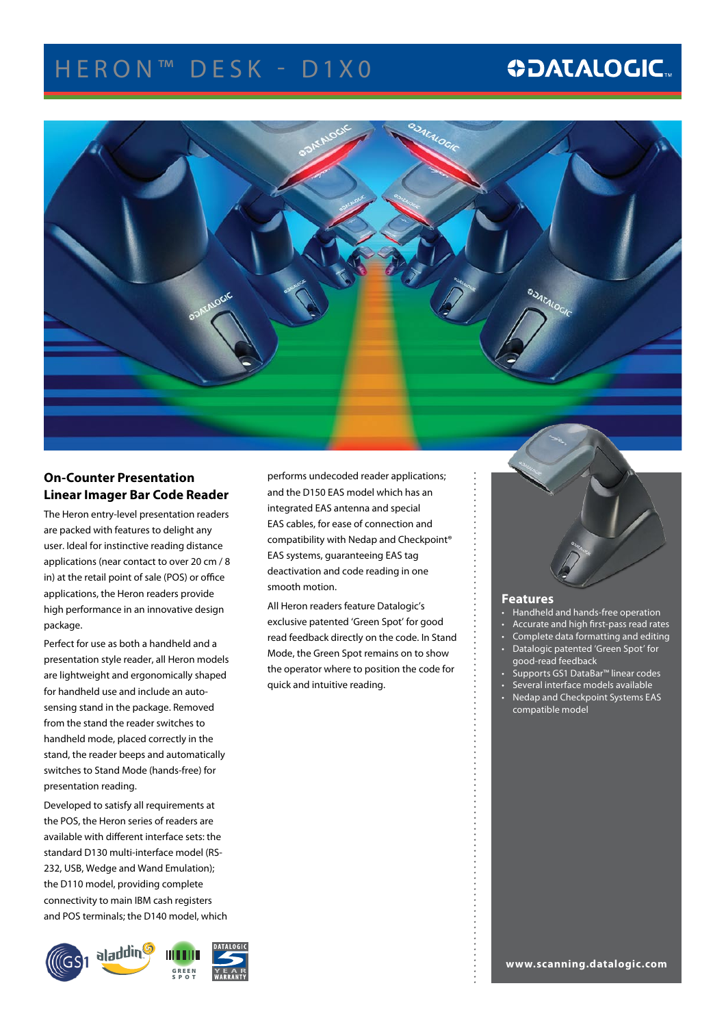# HERON™ DESK - D1X0

## On-Counter Presentation Linear Imager Bar Code Reader

The Heron entry-level presentation readers are packed with features to delight any user. Ideal for instinctive reading distance applications (near contact to over 20 cm / 8 in) at the retail point of sale (POS) or office applications, the Heron readers provide high performance in an innovative design package.

Perfect for use as both a handheld and a presentation style reader, all Heron models are lightweight and ergonomically shaped for handheld use and include an auto-sensing stand in the package. Removed from the stand the reader switches to handheld mode, placed correctly in the stand, the reader beeps and automatically switches to Stand Mode (hands-free) for presentation reading.

Developed to satisfy all requirements at the POS, the Heron series of readers are available with different interface sets: the standard D130 multi-interface model (RS-232, USB, Wedge and Wand Emulation); the D110 model, providing complete connectivity to main IBM cash registers and POS terminals; the D140 model, which performs undecoded reader applications; and the D150 EAS model which has an integrated EAS antenna and special EAS cables, for ease of connection and compatibility with Nedap and Checkpoint® EAS systems, guaranteeing EAS tag deactivation and code reading in one smooth motion.

All Heron readers feature Datalogic's exclusive patented 'Green Spot' for good read feedback directly on the code. In Stand Mode, the Green Spot remains on to show the operator where to position the code for quick and intuitive reading.

### Features

- Handheld and hands-free operation
- Accurate and high first-pass read rates
- Complete data formatting and editing
- Datalogic patented 'Green Spot' for good-read feedback
- Supports GS1 DataBar™ linear codes
- Several interface models available
- Nedap and Checkpoint Systems EAS compatible model

www.scanning.datalogic.com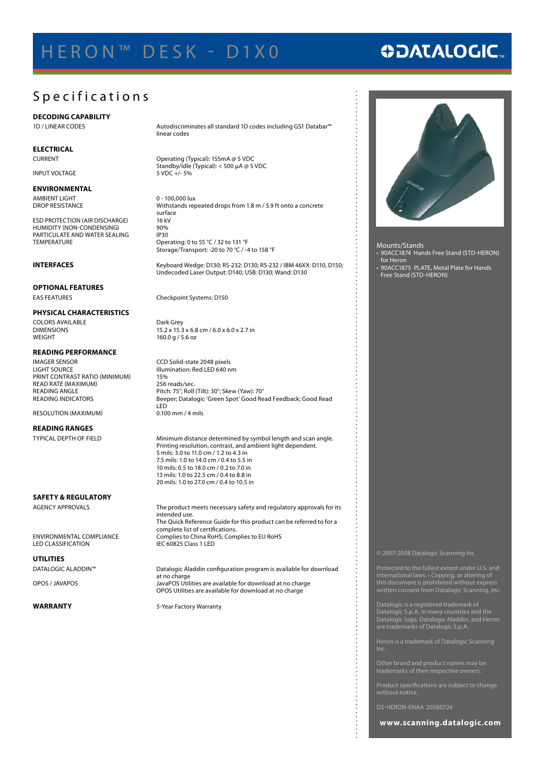# HERON™ DESK - D1X0

## Specifications

**DECODING CAPABILITY**

| | |
|---|---|
| 1D / LINEAR CODES | Autodiscriminates all standard 1D codes including GS1 Databar™ linear codes |

**ELECTRICAL**

| | |
|---|---|
| CURRENT | Operating (Typical): 155mA @ 5 VDC<br>Standby/Idle (Typical): < 500 µA @ 5 VDC |
| INPUT VOLTAGE | 5 VDC +/- 5% |

**ENVIRONMENTAL**

| | |
|---|---|
| AMBIENT LIGHT | 0 - 100,000 lux |
| DROP RESISTANCE | Withstands repeated drops from 1.8 m / 5.9 ft onto a concrete surface |
| ESD PROTECTION (AIR DISCHARGE) | 16 kV |
| HUMIDITY (NON-CONDENSING) | 90% |
| PARTICULATE AND WATER SEALING | IP30 |
| TEMPERATURE | Operating: 0 to 55 °C / 32 to 131 °F<br>Storage/Transport: -20 to 70 °C / -4 to 158 °F |

**INTERFACES**

Keyboard Wedge: D130; RS-232: D130; RS-232 / IBM 46XX: D110, D150; Undecoded Laser Output: D140; USB: D130; Wand: D130

**OPTIONAL FEATURES**

| | |
|---|---|
| EAS FEATURES | Checkpoint Systems: D150 |

**PHYSICAL CHARACTERISTICS**

| | |
|---|---|
| COLORS AVAILABLE | Dark Grey |
| DIMENSIONS | 15.2 x 15.3 x 6.8 cm / 6.0 x 6.0 x 2.7 in |
| WEIGHT | 160.0 g / 5.6 oz |

**READING PERFORMANCE**

| | |
|---|---|
| IMAGER SENSOR | CCD Solid-state 2048 pixels |
| LIGHT SOURCE | Illumination: Red LED 640 nm |
| PRINT CONTRAST RATIO (MINIMUM) | 15% |
| READ RATE (MAXIMUM) | 256 reads/sec. |
| READING ANGLE | Pitch: 75°; Roll (Tilt): 30°; Skew (Yaw): 70° |
| READING INDICATORS | Beeper; Datalogic 'Green Spot' Good Read Feedback; Good Read LED |
| RESOLUTION (MAXIMUM) | 0.100 mm / 4 mils |

**READING RANGES**

| | |
|---|---|
| TYPICAL DEPTH OF FIELD | Minimum distance determined by symbol length and scan angle. Printing resolution, contrast, and ambient light dependent.<br>5 mils: 3.0 to 11.0 cm / 1.2 to 4.3 in<br>7.5 mils: 1.0 to 14.0 cm / 0.4 to 5.5 in<br>10 mils: 0.5 to 18.0 cm / 0.2 to 7.0 in<br>13 mils: 1.0 to 22.5 cm / 0.4 to 8.8 in<br>20 mils: 1.0 to 27.0 cm / 0.4 to 10.5 in |

**SAFETY & REGULATORY**

| | |
|---|---|
| AGENCY APPROVALS | The product meets necessary safety and regulatory approvals for its intended use.<br>The Quick Reference Guide for this product can be referred to for a complete list of certifications. |
| ENVIRONMENTAL COMPLIANCE | Complies to China RoHS; Complies to EU RoHS |
| LED CLASSIFICATION | IEC 60825 Class 1 LED |

**UTILITIES**

| | |
|---|---|
| DATALOGIC ALADDIN™ | Datalogic Aladdin configuration program is available for download at no charge |
| OPOS / JAVAPOS | JavaPOS Utilities are available for download at no charge<br>OPOS Utilities are available for download at no charge |

**WARRANTY**

5-Year Factory Warranty

Mounts/Stands

- 90ACC1874 Hands Free Stand (STD-HERON) for Heron
- 90ACC1875 PLATE, Metal Plate for Hands Free Stand (STD-HERON)

© 2007-2008 Datalogic Scanning Inc.

Protected to the fullest extent under U.S. and international laws. • Copying, or altering of this document is prohibited without express written consent from Datalogic Scanning, Inc.

Datalogic is a registered trademark of Datalogic S.p.A. in many countries and the Datalogic logo, Datalogic Aladdin, and Heron are trademarks of Datalogic S.p.A.

Heron is a trademark of Datalogic Scanning Inc.

Other brand and product names may be trademarks of their respective owners.

Product specifications are subject to change without notice.

DS-HERON-ENA4 20080724

**www.scanning.datalogic.com**